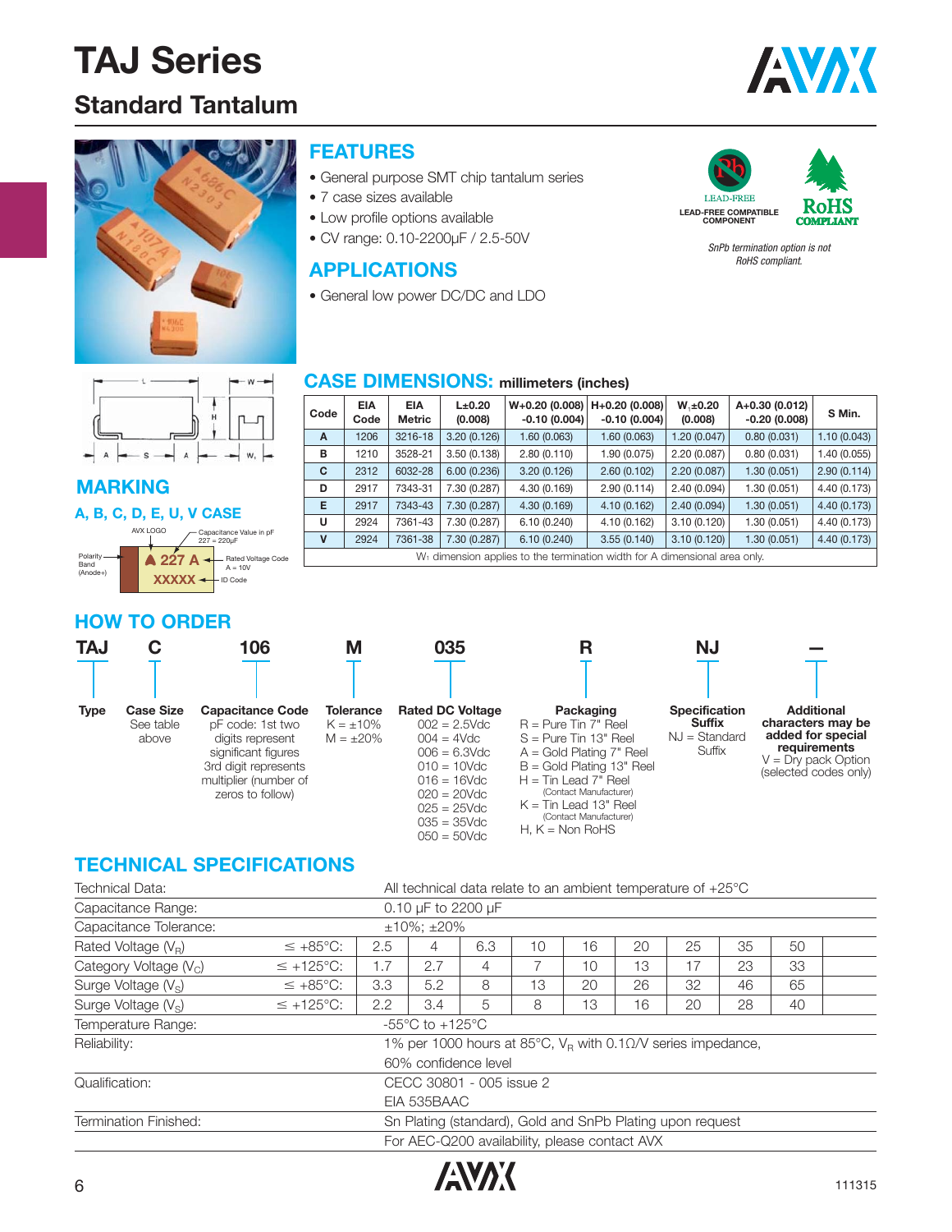# TAJ Series

## Standard Tantalum

### FEATURES

- General purpose SMT chip tantalum series
- 7 case sizes available
- Low profile options available
- CV range: 0.10-2200μF / 2.5-50V

LEAD-FREE

LEAD-FREE COMPATIBLE COMPONENT

RoHS COMPLIANT

*SnPb termination option is not RoHS compliant.*

### APPLICATIONS

- General low power DC/DC and LDO

### CASE DIMENSIONS: millimeters (inches)

| Code | EIA Code | EIA Metric | L±0.20 (0.008) | W+0.20 (0.008) -0.10 (0.004) | H+0.20 (0.008) -0.10 (0.004) | $W_1$±0.20 (0.008) | A+0.30 (0.012) -0.20 (0.008) | S Min. |
|---|---|---|---|---|---|---|---|---|
| A | 1206 | 3216-18 | 3.20 (0.126) | 1.60 (0.063) | 1.60 (0.063) | 1.20 (0.047) | 0.80 (0.031) | 1.10 (0.043) |
| B | 1210 | 3528-21 | 3.50 (0.138) | 2.80 (0.110) | 1.90 (0.075) | 2.20 (0.087) | 0.80 (0.031) | 1.40 (0.055) |
| C | 2312 | 6032-28 | 6.00 (0.236) | 3.20 (0.126) | 2.60 (0.102) | 2.20 (0.087) | 1.30 (0.051) | 2.90 (0.114) |
| D | 2917 | 7343-31 | 7.30 (0.287) | 4.30 (0.169) | 2.90 (0.114) | 2.40 (0.094) | 1.30 (0.051) | 4.40 (0.173) |
| E | 2917 | 7343-43 | 7.30 (0.287) | 4.30 (0.169) | 4.10 (0.162) | 2.40 (0.094) | 1.30 (0.051) | 4.40 (0.173) |
| U | 2924 | 7361-43 | 7.30 (0.287) | 6.10 (0.240) | 4.10 (0.162) | 3.10 (0.120) | 1.30 (0.051) | 4.40 (0.173) |
| V | 2924 | 7361-38 | 7.30 (0.287) | 6.10 (0.240) | 3.55 (0.140) | 3.10 (0.120) | 1.30 (0.051) | 4.40 (0.173) |

$W_1$ dimension applies to the termination width for A dimensional area only.

### MARKING

**A, B, C, D, E, U, V CASE**

- AVX LOGO
- Capacitance Value in pF: 227 = 220μF
- Rated Voltage Code: A = 10V
- Polarity Band (Anode+)
- ID Code

227 A
XXXXX

### HOW TO ORDER

**TAJ** **C** **106** **M** **035** **R** **NJ** **—**

- **Type**: TAJ
- **Case Size**: See table above
- **Capacitance Code**: pF code: 1st two digits represent significant figures 3rd digit represents multiplier (number of zeros to follow)
- **Tolerance**: K = ±10%, M = ±20%
- **Rated DC Voltage**: 002 = 2.5Vdc, 004 = 4Vdc, 006 = 6.3Vdc, 010 = 10Vdc, 016 = 16Vdc, 020 = 20Vdc, 025 = 25Vdc, 035 = 35Vdc, 050 = 50Vdc
- **Packaging**: R = Pure Tin 7" Reel, S = Pure Tin 13" Reel, A = Gold Plating 7" Reel, B = Gold Plating 13" Reel, H = Tin Lead 7" Reel (Contact Manufacturer), K = Tin Lead 13" Reel (Contact Manufacturer), H, K = Non RoHS
- **Specification Suffix**: NJ = Standard Suffix
- **Additional characters may be added for special requirements**: V = Dry pack Option (selected codes only)

### TECHNICAL SPECIFICATIONS

| Technical Data: | | All technical data relate to an ambient temperature of +25°C | | | | | | | | |
|---|---|---|---|---|---|---|---|---|---|---|
| Capacitance Range: | | 0.10 μF to 2200 μF | | | | | | | | |
| Capacitance Tolerance: | | ±10%; ±20% | | | | | | | | |
| Rated Voltage ($V_R$) | ≤ +85°C: | 2.5 | 4 | 6.3 | 10 | 16 | 20 | 25 | 35 | 50 |
| Category Voltage ($V_C$) | ≤ +125°C: | 1.7 | 2.7 | 4 | 7 | 10 | 13 | 17 | 23 | 33 |
| Surge Voltage ($V_S$) | ≤ +85°C: | 3.3 | 5.2 | 8 | 13 | 20 | 26 | 32 | 46 | 65 |
| Surge Voltage ($V_S$) | ≤ +125°C: | 2.2 | 3.4 | 5 | 8 | 13 | 16 | 20 | 28 | 40 |
| Temperature Range: | | -55°C to +125°C | | | | | | | | |
| Reliability: | | 1% per 1000 hours at 85°C, $V_R$ with 0.1Ω/V series impedance, 60% confidence level | | | | | | | | |
| Qualification: | | CECC 30801 - 005 issue 2, EIA 535BAAC | | | | | | | | |
| Termination Finished: | | Sn Plating (standard), Gold and SnPb Plating upon request. For AEC-Q200 availability, please contact AVX | | | | | | | | |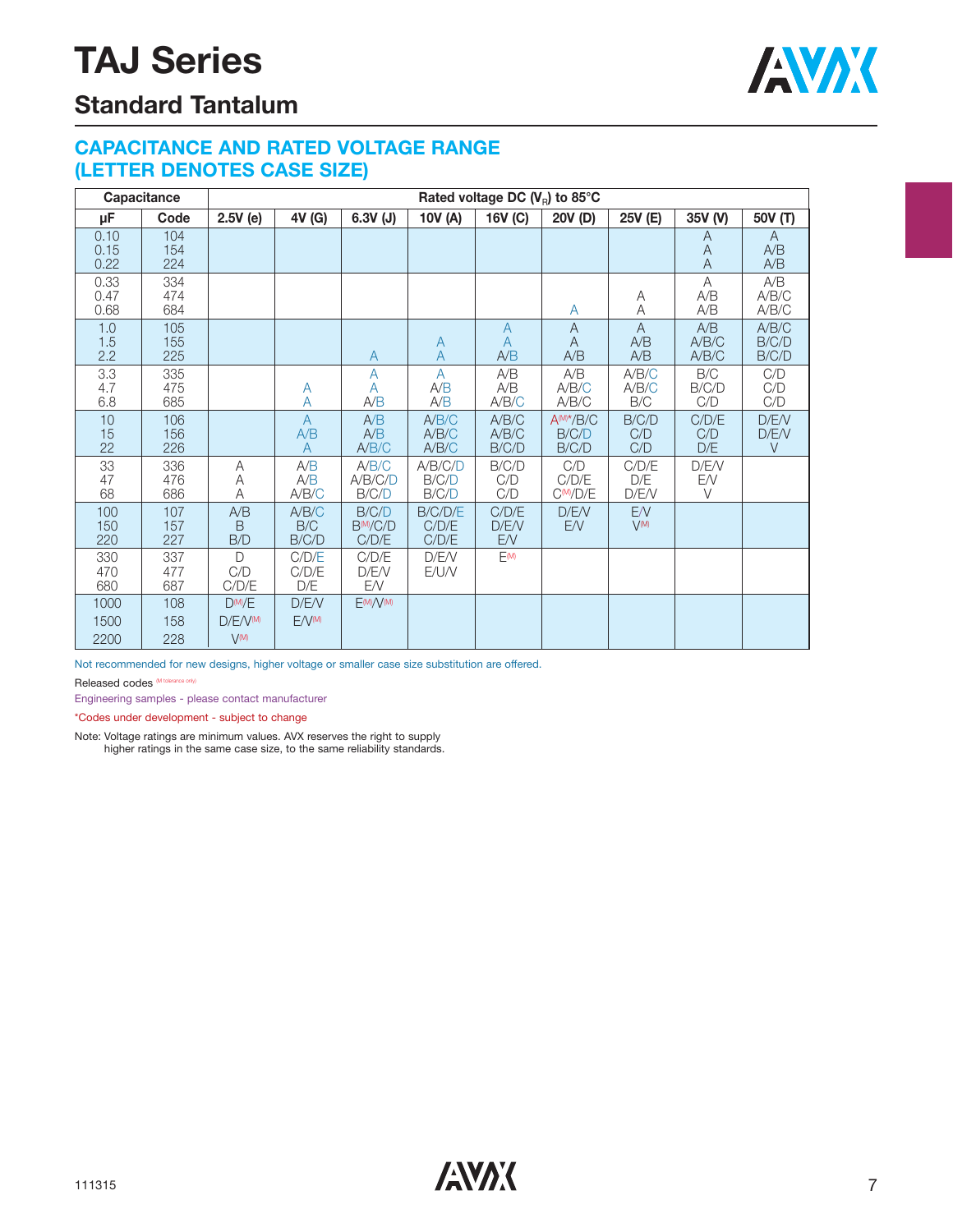# TAJ Series

## Standard Tantalum

### CAPACITANCE AND RATED VOLTAGE RANGE (LETTER DENOTES CASE SIZE)

| Capacitance | | Rated voltage DC ($V_R$) to 85°C | | | | | | | | |
|---|---|---|---|---|---|---|---|---|---|---|
| μF | Code | 2.5V (e) | 4V (G) | 6.3V (J) | 10V (A) | 16V (C) | 20V (D) | 25V (E) | 35V (V) | 50V (T) |
| 0.10 | 104 | | | | | | | | A | A |
| 0.15 | 154 | | | | | | | | A | A/B |
| 0.22 | 224 | | | | | | | | A | A/B |
| 0.33 | 334 | | | | | | | | A | A/B |
| 0.47 | 474 | | | | | | | A | A/B | A/B/C |
| 0.68 | 684 | | | | | | A | A | A/B | A/B/C |
| 1.0 | 105 | | | | | A | A | A | A/B | A/B/C |
| 1.5 | 155 | | | | A | A | A | A/B | A/B/C | B/C/D |
| 2.2 | 225 | | | A | A | A/B | A/B | A/B | A/B/C | B/C/D |
| 3.3 | 335 | | | A | A | A/B | A/B | A/B/C | B/C | C/D |
| 4.7 | 475 | | A | A | A/B | A/B | A/B/C | A/B/C | B/C/D | C/D |
| 6.8 | 685 | | A | A/B | A/B | A/B/C | A/B/C | B/C | C/D | C/D |
| 10 | 106 | | A | A/B | A/B/C | A/B/C | A(M)*/B/C | B/C/D | C/D/E | D/E/V |
| 15 | 156 | | A/B | A/B | A/B/C | A/B/C | B/C/D | C/D | C/D | D/E/V |
| 22 | 226 | | A | A/B/C | A/B/C | B/C/D | B/C/D | C/D | D/E | V |
| 33 | 336 | A | A/B | A/B/C | A/B/C/D | B/C/D | C/D | C/D/E | D/E/V | |
| 47 | 476 | A | A/B | A/B/C/D | B/C/D | C/D | C/D/E | D/E | E/V | |
| 68 | 686 | A | A/B/C | B/C/D | B/C/D | C/D | C(M)/D/E | D/E/V | V | |
| 100 | 107 | A/B | A/B/C | B/C/D | B/C/D/E | C/D/E | D/E/V | E/V | | |
| 150 | 157 | B | B/C | B(M)/C/D | C/D/E | D/E/V | E/V | V(M) | | |
| 220 | 227 | B/D | B/C/D | C/D/E | C/D/E | E/V | | | | |
| 330 | 337 | D | C/D/E | C/D/E | D/E/V | E(M) | | | | |
| 470 | 477 | C/D | C/D/E | D/E/V | E/U/V | | | | | |
| 680 | 687 | C/D/E | D/E | E/V | | | | | | |
| 1000 | 108 | D(M)/E | D/E/V | E(M)/V(M) | | | | | | |
| 1500 | 158 | D/E/V(M) | E/V(M) | | | | | | | |
| 2200 | 228 | V(M) | | | | | | | | |

Not recommended for new designs, higher voltage or smaller case size substitution are offered.

Released codes (M tolerance only)

Engineering samples - please contact manufacturer

*Codes under development - subject to change

Note: Voltage ratings are minimum values. AVX reserves the right to supply higher ratings in the same case size, to the same reliability standards.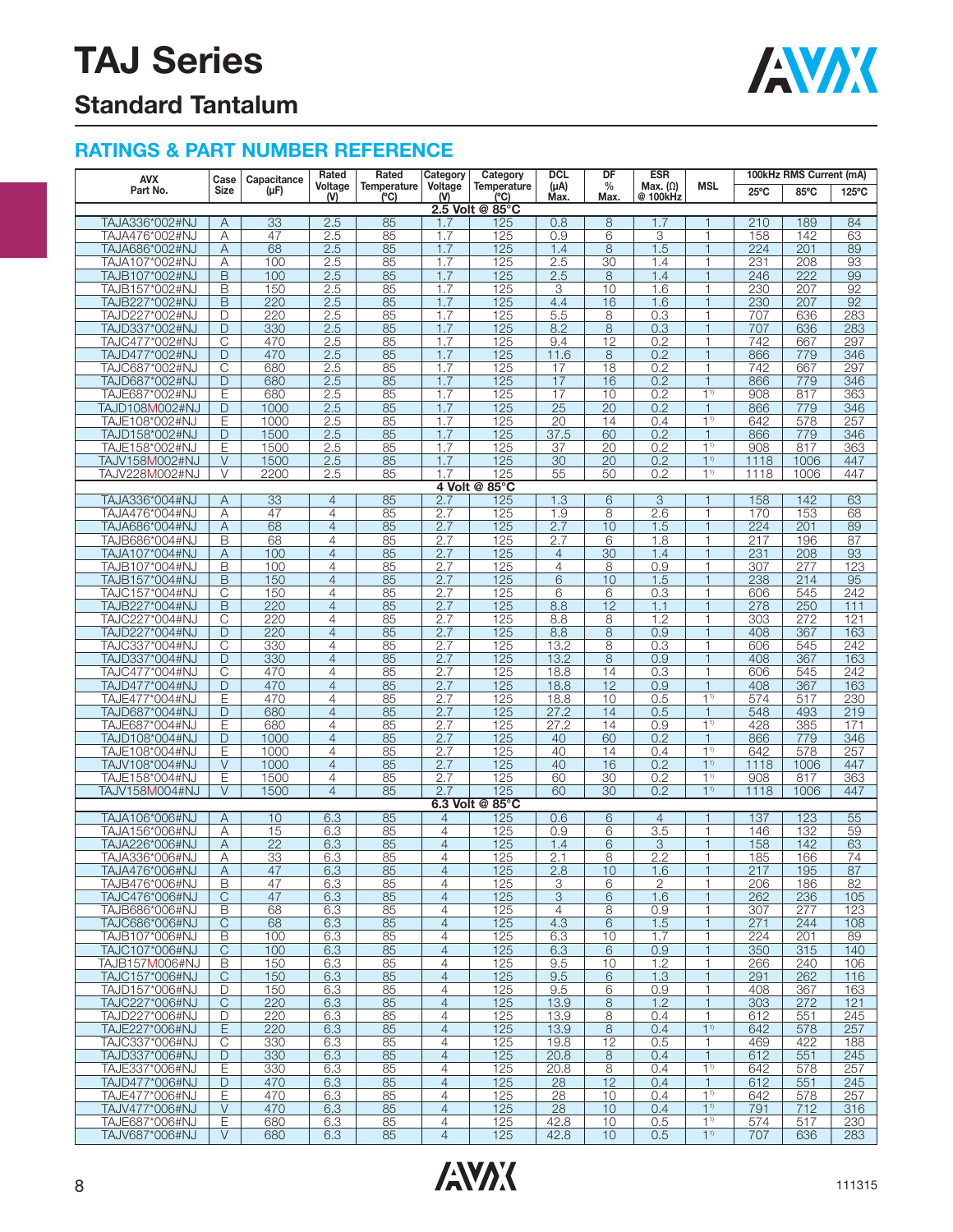# TAJ Series

## Standard Tantalum

### RATINGS & PART NUMBER REFERENCE

| AVX Part No. | Case Size | Capacitance (μF) | Rated Voltage (V) | Rated Temperature (°C) | Category Voltage (V) | Category Temperature (°C) | DCL (μA) Max. | DF % Max. | ESR Max. (Ω) @ 100kHz | MSL | 100kHz RMS Current (mA) 25°C | 85°C | 125°C |
|---|---|---|---|---|---|---|---|---|---|---|---|---|---|
| **2.5 Volt @ 85°C** | | | | | | | | | | | | | |
| TAJA336*002#NJ | A | 33 | 2.5 | 85 | 1.7 | 125 | 0.8 | 8 | 1.7 | 1 | 210 | 189 | 84 |
| TAJA476*002#NJ | A | 47 | 2.5 | 85 | 1.7 | 125 | 0.9 | 6 | 3 | 1 | 158 | 142 | 63 |
| TAJA686*002#NJ | A | 68 | 2.5 | 85 | 1.7 | 125 | 1.4 | 8 | 1.5 | 1 | 224 | 201 | 89 |
| TAJA107*002#NJ | A | 100 | 2.5 | 85 | 1.7 | 125 | 2.5 | 30 | 1.4 | 1 | 231 | 208 | 93 |
| TAJB107*002#NJ | B | 100 | 2.5 | 85 | 1.7 | 125 | 2.5 | 8 | 1.4 | 1 | 246 | 222 | 99 |
| TAJB157*002#NJ | B | 150 | 2.5 | 85 | 1.7 | 125 | 3 | 10 | 1.6 | 1 | 230 | 207 | 92 |
| TAJB227*002#NJ | B | 220 | 2.5 | 85 | 1.7 | 125 | 4.4 | 16 | 1.6 | 1 | 230 | 207 | 92 |
| TAJD227*002#NJ | D | 220 | 2.5 | 85 | 1.7 | 125 | 5.5 | 8 | 0.3 | 1 | 707 | 636 | 283 |
| TAJD337*002#NJ | D | 330 | 2.5 | 85 | 1.7 | 125 | 8.2 | 8 | 0.3 | 1 | 707 | 636 | 283 |
| TAJC477*002#NJ | C | 470 | 2.5 | 85 | 1.7 | 125 | 9.4 | 12 | 0.2 | 1 | 742 | 667 | 297 |
| TAJD477*002#NJ | D | 470 | 2.5 | 85 | 1.7 | 125 | 11.6 | 8 | 0.2 | 1 | 866 | 779 | 346 |
| TAJC687*002#NJ | C | 680 | 2.5 | 85 | 1.7 | 125 | 17 | 18 | 0.2 | 1 | 742 | 667 | 297 |
| TAJD687*002#NJ | D | 680 | 2.5 | 85 | 1.7 | 125 | 17 | 16 | 0.2 | 1 | 866 | 779 | 346 |
| TAJE687*002#NJ | E | 680 | 2.5 | 85 | 1.7 | 125 | 17 | 10 | 0.2 | 1[1] | 908 | 817 | 363 |
| TAJD108M002#NJ | D | 1000 | 2.5 | 85 | 1.7 | 125 | 25 | 20 | 0.2 | 1 | 866 | 779 | 346 |
| TAJE108*002#NJ | E | 1000 | 2.5 | 85 | 1.7 | 125 | 20 | 14 | 0.4 | 1[1] | 642 | 578 | 257 |
| TAJD158*002#NJ | D | 1500 | 2.5 | 85 | 1.7 | 125 | 37.5 | 60 | 0.2 | 1 | 866 | 779 | 346 |
| TAJE158*002#NJ | E | 1500 | 2.5 | 85 | 1.7 | 125 | 37 | 20 | 0.2 | 1[1] | 908 | 817 | 363 |
| TAJV158M002#NJ | V | 1500 | 2.5 | 85 | 1.7 | 125 | 30 | 20 | 0.2 | 1[1] | 1118 | 1006 | 447 |
| TAJV228M002#NJ | V | 2200 | 2.5 | 85 | 1.7 | 125 | 55 | 50 | 0.2 | 1[1] | 1118 | 1006 | 447 |
| **4 Volt @ 85°C** | | | | | | | | | | | | | |
| TAJA336*004#NJ | A | 33 | 4 | 85 | 2.7 | 125 | 1.3 | 6 | 3 | 1 | 158 | 142 | 63 |
| TAJA476*004#NJ | A | 47 | 4 | 85 | 2.7 | 125 | 1.9 | 8 | 2.6 | 1 | 170 | 153 | 68 |
| TAJA686*004#NJ | A | 68 | 4 | 85 | 2.7 | 125 | 2.7 | 10 | 1.5 | 1 | 224 | 201 | 89 |
| TAJB686*004#NJ | B | 68 | 4 | 85 | 2.7 | 125 | 2.7 | 6 | 1.8 | 1 | 217 | 196 | 87 |
| TAJA107*004#NJ | A | 100 | 4 | 85 | 2.7 | 125 | 4 | 30 | 1.4 | 1 | 231 | 208 | 93 |
| TAJB107*004#NJ | B | 100 | 4 | 85 | 2.7 | 125 | 4 | 8 | 0.9 | 1 | 307 | 277 | 123 |
| TAJB157*004#NJ | B | 150 | 4 | 85 | 2.7 | 125 | 6 | 10 | 1.5 | 1 | 238 | 214 | 95 |
| TAJC157*004#NJ | C | 150 | 4 | 85 | 2.7 | 125 | 6 | 6 | 0.3 | 1 | 606 | 545 | 242 |
| TAJB227*004#NJ | B | 220 | 4 | 85 | 2.7 | 125 | 8.8 | 12 | 1.1 | 1 | 278 | 250 | 111 |
| TAJC227*004#NJ | C | 220 | 4 | 85 | 2.7 | 125 | 8.8 | 8 | 1.2 | 1 | 303 | 272 | 121 |
| TAJD227*004#NJ | D | 220 | 4 | 85 | 2.7 | 125 | 8.8 | 8 | 0.9 | 1 | 408 | 367 | 163 |
| TAJC337*004#NJ | C | 330 | 4 | 85 | 2.7 | 125 | 13.2 | 8 | 0.3 | 1 | 606 | 545 | 242 |
| TAJD337*004#NJ | D | 330 | 4 | 85 | 2.7 | 125 | 13.2 | 8 | 0.9 | 1 | 408 | 367 | 163 |
| TAJC477*004#NJ | C | 470 | 4 | 85 | 2.7 | 125 | 18.8 | 14 | 0.3 | 1 | 606 | 545 | 242 |
| TAJD477*004#NJ | D | 470 | 4 | 85 | 2.7 | 125 | 18.8 | 12 | 0.9 | 1 | 408 | 367 | 163 |
| TAJE477*004#NJ | E | 470 | 4 | 85 | 2.7 | 125 | 18.8 | 10 | 0.5 | 1[1] | 574 | 517 | 230 |
| TAJD687*004#NJ | D | 680 | 4 | 85 | 2.7 | 125 | 27.2 | 14 | 0.5 | 1 | 548 | 493 | 219 |
| TAJE687*004#NJ | E | 680 | 4 | 85 | 2.7 | 125 | 27.2 | 14 | 0.9 | 1[1] | 428 | 385 | 171 |
| TAJD108*004#NJ | D | 1000 | 4 | 85 | 2.7 | 125 | 40 | 60 | 0.2 | 1 | 866 | 779 | 346 |
| TAJE108*004#NJ | E | 1000 | 4 | 85 | 2.7 | 125 | 40 | 14 | 0.4 | 1[1] | 642 | 578 | 257 |
| TAJV108*004#NJ | V | 1000 | 4 | 85 | 2.7 | 125 | 40 | 16 | 0.2 | 1[1] | 1118 | 1006 | 447 |
| TAJE158*004#NJ | E | 1500 | 4 | 85 | 2.7 | 125 | 60 | 30 | 0.2 | 1[1] | 908 | 817 | 363 |
| TAJV158M004#NJ | V | 1500 | 4 | 85 | 2.7 | 125 | 60 | 30 | 0.2 | 1[1] | 1118 | 1006 | 447 |
| **6.3 Volt @ 85°C** | | | | | | | | | | | | | |
| TAJA106*006#NJ | A | 10 | 6.3 | 85 | 4 | 125 | 0.6 | 6 | 4 | 1 | 137 | 123 | 55 |
| TAJA156*006#NJ | A | 15 | 6.3 | 85 | 4 | 125 | 0.9 | 6 | 3.5 | 1 | 146 | 132 | 59 |
| TAJA226*006#NJ | A | 22 | 6.3 | 85 | 4 | 125 | 1.4 | 6 | 3 | 1 | 158 | 142 | 63 |
| TAJA336*006#NJ | A | 33 | 6.3 | 85 | 4 | 125 | 2.1 | 8 | 2.2 | 1 | 185 | 166 | 74 |
| TAJA476*006#NJ | A | 47 | 6.3 | 85 | 4 | 125 | 2.8 | 10 | 1.6 | 1 | 217 | 195 | 87 |
| TAJB476*006#NJ | B | 47 | 6.3 | 85 | 4 | 125 | 3 | 6 | 2 | 1 | 206 | 186 | 82 |
| TAJC476*006#NJ | C | 47 | 6.3 | 85 | 4 | 125 | 3 | 6 | 1.6 | 1 | 262 | 236 | 105 |
| TAJB686*006#NJ | B | 68 | 6.3 | 85 | 4 | 125 | 4 | 8 | 0.9 | 1 | 307 | 277 | 123 |
| TAJC686*006#NJ | C | 68 | 6.3 | 85 | 4 | 125 | 4.3 | 6 | 1.5 | 1 | 271 | 244 | 108 |
| TAJB107*006#NJ | B | 100 | 6.3 | 85 | 4 | 125 | 6.3 | 10 | 1.7 | 1 | 224 | 201 | 89 |
| TAJC107*006#NJ | C | 100 | 6.3 | 85 | 4 | 125 | 6.3 | 6 | 0.9 | 1 | 350 | 315 | 140 |
| TAJB157M006#NJ | B | 150 | 6.3 | 85 | 4 | 125 | 9.5 | 10 | 1.2 | 1 | 266 | 240 | 106 |
| TAJC157*006#NJ | C | 150 | 6.3 | 85 | 4 | 125 | 9.5 | 6 | 1.3 | 1 | 291 | 262 | 116 |
| TAJD157*006#NJ | D | 150 | 6.3 | 85 | 4 | 125 | 9.5 | 6 | 0.9 | 1 | 408 | 367 | 163 |
| TAJC227*006#NJ | C | 220 | 6.3 | 85 | 4 | 125 | 13.9 | 8 | 1.2 | 1 | 303 | 272 | 121 |
| TAJD227*006#NJ | D | 220 | 6.3 | 85 | 4 | 125 | 13.9 | 8 | 0.4 | 1 | 612 | 551 | 245 |
| TAJE227*006#NJ | E | 220 | 6.3 | 85 | 4 | 125 | 13.9 | 8 | 0.4 | 1[1] | 642 | 578 | 257 |
| TAJC337*006#NJ | C | 330 | 6.3 | 85 | 4 | 125 | 19.8 | 12 | 0.5 | 1 | 469 | 422 | 188 |
| TAJD337*006#NJ | D | 330 | 6.3 | 85 | 4 | 125 | 20.8 | 8 | 0.4 | 1 | 612 | 551 | 245 |
| TAJE337*006#NJ | E | 330 | 6.3 | 85 | 4 | 125 | 20.8 | 8 | 0.4 | 1[1] | 642 | 578 | 257 |
| TAJD477*006#NJ | D | 470 | 6.3 | 85 | 4 | 125 | 28 | 12 | 0.4 | 1 | 612 | 551 | 245 |
| TAJE477*006#NJ | E | 470 | 6.3 | 85 | 4 | 125 | 28 | 10 | 0.4 | 1[1] | 642 | 578 | 257 |
| TAJV477*006#NJ | V | 470 | 6.3 | 85 | 4 | 125 | 28 | 10 | 0.4 | 1[1] | 791 | 712 | 316 |
| TAJE687*006#NJ | E | 680 | 6.3 | 85 | 4 | 125 | 42.8 | 10 | 0.5 | 1[1] | 574 | 517 | 230 |
| TAJV687*006#NJ | V | 680 | 6.3 | 85 | 4 | 125 | 42.8 | 10 | 0.5 | 1[1] | 707 | 636 | 283 |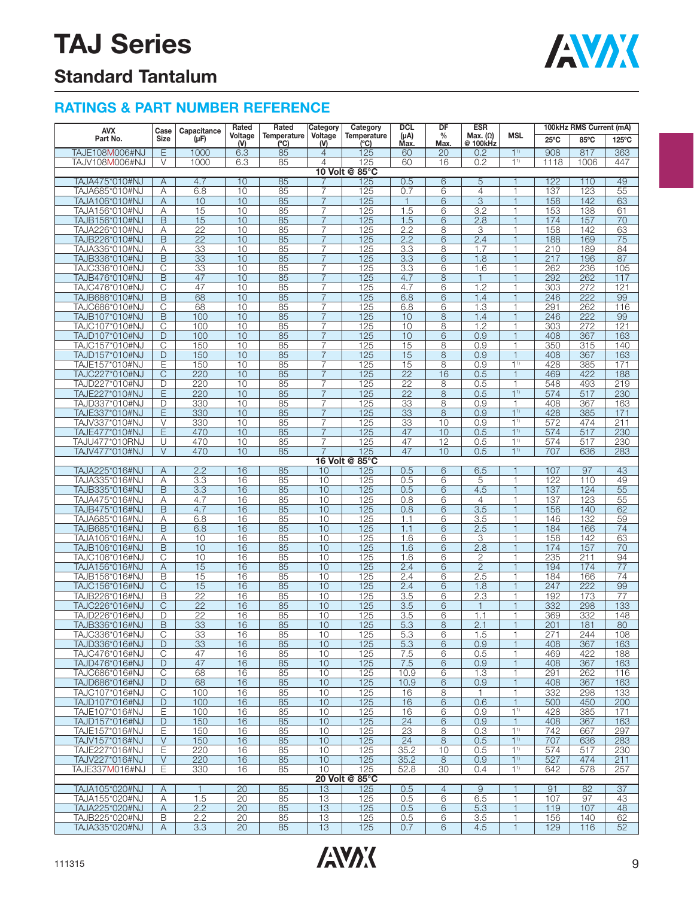# TAJ Series

## Standard Tantalum

### RATINGS & PART NUMBER REFERENCE

| AVX Part No. | Case Size | Capacitance (µF) | Rated Voltage (V) | Rated Temperature (°C) | Category Voltage (V) | Category Temperature (°C) | DCL (µA) Max. | DF % Max. | ESR Max. (Ω) @ 100kHz | MSL | 100kHz RMS Current (mA) | | |
|---|---|---|---|---|---|---|---|---|---|---|---|---|---|
| | | | | | | | | | | | 25°C | 85°C | 125°C |
| TAJE108M006#NJ | E | 1000 | 6.3 | 85 | 4 | 125 | 60 | 20 | 0.2 | 1[1] | 908 | 817 | 363 |
| TAJV108M006#NJ | V | 1000 | 6.3 | 85 | 4 | 125 | 60 | 16 | 0.2 | 1[1] | 1118 | 1006 | 447 |
| **10 Volt @ 85°C** | | | | | | | | | | | | | |
| TAJA475*010#NJ | A | 4.7 | 10 | 85 | 7 | 125 | 0.5 | 6 | 5 | 1 | 122 | 110 | 49 |
| TAJA685*010#NJ | A | 6.8 | 10 | 85 | 7 | 125 | 0.7 | 6 | 4 | 1 | 137 | 123 | 55 |
| TAJA106*010#NJ | A | 10 | 10 | 85 | 7 | 125 | 1 | 6 | 3 | 1 | 158 | 142 | 63 |
| TAJA156*010#NJ | A | 15 | 10 | 85 | 7 | 125 | 1.5 | 6 | 3.2 | 1 | 153 | 138 | 61 |
| TAJB156*010#NJ | B | 15 | 10 | 85 | 7 | 125 | 1.5 | 6 | 2.8 | 1 | 174 | 157 | 70 |
| TAJA226*010#NJ | A | 22 | 10 | 85 | 7 | 125 | 2.2 | 8 | 3 | 1 | 158 | 142 | 63 |
| TAJB226*010#NJ | B | 22 | 10 | 85 | 7 | 125 | 2.2 | 6 | 2.4 | 1 | 188 | 169 | 75 |
| TAJA336*010#NJ | A | 33 | 10 | 85 | 7 | 125 | 3.3 | 8 | 1.7 | 1 | 210 | 189 | 84 |
| TAJB336*010#NJ | B | 33 | 10 | 85 | 7 | 125 | 3.3 | 6 | 1.8 | 1 | 217 | 196 | 87 |
| TAJC336*010#NJ | C | 33 | 10 | 85 | 7 | 125 | 3.3 | 6 | 1.6 | 1 | 262 | 236 | 105 |
| TAJB476*010#NJ | B | 47 | 10 | 85 | 7 | 125 | 4.7 | 8 | 1 | 1 | 292 | 262 | 117 |
| TAJC476*010#NJ | C | 47 | 10 | 85 | 7 | 125 | 4.7 | 6 | 1.2 | 1 | 303 | 272 | 121 |
| TAJB686*010#NJ | B | 68 | 10 | 85 | 7 | 125 | 6.8 | 6 | 1.4 | 1 | 246 | 222 | 99 |
| TAJC686*010#NJ | C | 68 | 10 | 85 | 7 | 125 | 6.8 | 6 | 1.3 | 1 | 291 | 262 | 116 |
| TAJB107*010#NJ | B | 100 | 10 | 85 | 7 | 125 | 10 | 8 | 1.4 | 1 | 246 | 222 | 99 |
| TAJC107*010#NJ | C | 100 | 10 | 85 | 7 | 125 | 10 | 8 | 1.2 | 1 | 303 | 272 | 121 |
| TAJD107*010#NJ | D | 100 | 10 | 85 | 7 | 125 | 10 | 6 | 0.9 | 1 | 408 | 367 | 163 |
| TAJC157*010#NJ | C | 150 | 10 | 85 | 7 | 125 | 15 | 8 | 0.9 | 1 | 350 | 315 | 140 |
| TAJD157*010#NJ | D | 150 | 10 | 85 | 7 | 125 | 15 | 8 | 0.9 | 1 | 408 | 367 | 163 |
| TAJE157*010#NJ | E | 150 | 10 | 85 | 7 | 125 | 15 | 8 | 0.9 | 1[1] | 428 | 385 | 171 |
| TAJC227*010#NJ | C | 220 | 10 | 85 | 7 | 125 | 22 | 16 | 0.5 | 1 | 469 | 422 | 188 |
| TAJD227*010#NJ | D | 220 | 10 | 85 | 7 | 125 | 22 | 8 | 0.5 | 1 | 548 | 493 | 219 |
| TAJE227*010#NJ | E | 220 | 10 | 85 | 7 | 125 | 22 | 8 | 0.5 | 1[1] | 574 | 517 | 230 |
| TAJD337*010#NJ | D | 330 | 10 | 85 | 7 | 125 | 33 | 8 | 0.9 | 1 | 408 | 367 | 163 |
| TAJE337*010#NJ | E | 330 | 10 | 85 | 7 | 125 | 33 | 8 | 0.9 | 1[1] | 428 | 385 | 171 |
| TAJV337*010#NJ | V | 330 | 10 | 85 | 7 | 125 | 33 | 10 | 0.9 | 1[1] | 572 | 474 | 211 |
| TAJE477*010#NJ | E | 470 | 10 | 85 | 7 | 125 | 47 | 10 | 0.5 | 1[1] | 574 | 517 | 230 |
| TAJU477*010RNJ | U | 470 | 10 | 85 | 7 | 125 | 47 | 12 | 0.5 | 1[1] | 574 | 517 | 230 |
| TAJV477*010#NJ | V | 470 | 10 | 85 | 7 | 125 | 47 | 10 | 0.5 | 1[1] | 707 | 636 | 283 |
| **16 Volt @ 85°C** | | | | | | | | | | | | | |
| TAJA225*016#NJ | A | 2.2 | 16 | 85 | 10 | 125 | 0.5 | 6 | 6.5 | 1 | 107 | 97 | 43 |
| TAJA335*016#NJ | A | 3.3 | 16 | 85 | 10 | 125 | 0.5 | 6 | 5 | 1 | 122 | 110 | 49 |
| TAJB335*016#NJ | B | 3.3 | 16 | 85 | 10 | 125 | 0.5 | 6 | 4.5 | 1 | 137 | 124 | 55 |
| TAJA475*016#NJ | A | 4.7 | 16 | 85 | 10 | 125 | 0.8 | 6 | 4 | 1 | 137 | 123 | 55 |
| TAJB475*016#NJ | B | 4.7 | 16 | 85 | 10 | 125 | 0.8 | 6 | 3.5 | 1 | 156 | 140 | 62 |
| TAJA685*016#NJ | A | 6.8 | 16 | 85 | 10 | 125 | 1.1 | 6 | 3.5 | 1 | 146 | 132 | 59 |
| TAJB685*016#NJ | B | 6.8 | 16 | 85 | 10 | 125 | 1.1 | 6 | 2.5 | 1 | 184 | 166 | 74 |
| TAJA106*016#NJ | A | 10 | 16 | 85 | 10 | 125 | 1.6 | 6 | 3 | 1 | 158 | 142 | 63 |
| TAJB106*016#NJ | B | 10 | 16 | 85 | 10 | 125 | 1.6 | 6 | 2.8 | 1 | 174 | 157 | 70 |
| TAJC106*016#NJ | C | 10 | 16 | 85 | 10 | 125 | 1.6 | 6 | 2 | 1 | 235 | 211 | 94 |
| TAJA156*016#NJ | A | 15 | 16 | 85 | 10 | 125 | 2.4 | 6 | 2 | 1 | 194 | 174 | 77 |
| TAJB156*016#NJ | B | 15 | 16 | 85 | 10 | 125 | 2.4 | 6 | 2.5 | 1 | 184 | 166 | 74 |
| TAJC156*016#NJ | C | 15 | 16 | 85 | 10 | 125 | 2.4 | 6 | 1.8 | 1 | 247 | 222 | 99 |
| TAJB226*016#NJ | B | 22 | 16 | 85 | 10 | 125 | 3.5 | 6 | 2.3 | 1 | 192 | 173 | 77 |
| TAJC226*016#NJ | C | 22 | 16 | 85 | 10 | 125 | 3.5 | 6 | 1 | 1 | 332 | 298 | 133 |
| TAJD226*016#NJ | D | 22 | 16 | 85 | 10 | 125 | 3.5 | 6 | 1.1 | 1 | 369 | 332 | 148 |
| TAJB336*016#NJ | B | 33 | 16 | 85 | 10 | 125 | 5.3 | 8 | 2.1 | 1 | 201 | 181 | 80 |
| TAJC336*016#NJ | C | 33 | 16 | 85 | 10 | 125 | 5.3 | 6 | 1.5 | 1 | 271 | 244 | 108 |
| TAJD336*016#NJ | D | 33 | 16 | 85 | 10 | 125 | 5.3 | 6 | 0.9 | 1 | 408 | 367 | 163 |
| TAJC476*016#NJ | C | 47 | 16 | 85 | 10 | 125 | 7.5 | 6 | 0.5 | 1 | 469 | 422 | 188 |
| TAJD476*016#NJ | D | 47 | 16 | 85 | 10 | 125 | 7.5 | 6 | 0.9 | 1 | 408 | 367 | 163 |
| TAJC686*016#NJ | C | 68 | 16 | 85 | 10 | 125 | 10.9 | 6 | 1.3 | 1 | 291 | 262 | 116 |
| TAJD686*016#NJ | D | 68 | 16 | 85 | 10 | 125 | 10.9 | 6 | 0.9 | 1 | 408 | 367 | 163 |
| TAJC107*016#NJ | C | 100 | 16 | 85 | 10 | 125 | 16 | 8 | 1 | 1 | 332 | 298 | 133 |
| TAJD107*016#NJ | D | 100 | 16 | 85 | 10 | 125 | 16 | 6 | 0.6 | 1 | 500 | 450 | 200 |
| TAJE107*016#NJ | E | 100 | 16 | 85 | 10 | 125 | 16 | 6 | 0.9 | 1[1] | 428 | 385 | 171 |
| TAJD157*016#NJ | D | 150 | 16 | 85 | 10 | 125 | 24 | 6 | 0.9 | 1 | 408 | 367 | 163 |
| TAJE157*016#NJ | E | 150 | 16 | 85 | 10 | 125 | 23 | 8 | 0.3 | 1[1] | 742 | 667 | 297 |
| TAJV157*016#NJ | V | 150 | 16 | 85 | 10 | 125 | 24 | 8 | 0.5 | 1[1] | 707 | 636 | 283 |
| TAJE227*016#NJ | E | 220 | 16 | 85 | 10 | 125 | 35.2 | 10 | 0.5 | 1[1] | 574 | 517 | 230 |
| TAJV227*016#NJ | V | 220 | 16 | 85 | 10 | 125 | 35.2 | 8 | 0.9 | 1[1] | 527 | 474 | 211 |
| TAJE337M016#NJ | E | 330 | 16 | 85 | 10 | 125 | 52.8 | 30 | 0.4 | 1[1] | 642 | 578 | 257 |
| **20 Volt @ 85°C** | | | | | | | | | | | | | |
| TAJA105*020#NJ | A | 1 | 20 | 85 | 13 | 125 | 0.5 | 4 | 9 | 1 | 91 | 82 | 37 |
| TAJA155*020#NJ | A | 1.5 | 20 | 85 | 13 | 125 | 0.5 | 6 | 6.5 | 1 | 107 | 97 | 43 |
| TAJA225*020#NJ | A | 2.2 | 20 | 85 | 13 | 125 | 0.5 | 6 | 5.3 | 1 | 119 | 107 | 48 |
| TAJB225*020#NJ | B | 2.2 | 20 | 85 | 13 | 125 | 0.5 | 6 | 3.5 | 1 | 156 | 140 | 62 |
| TAJA335*020#NJ | A | 3.3 | 20 | 85 | 13 | 125 | 0.7 | 6 | 4.5 | 1 | 129 | 116 | 52 |

111315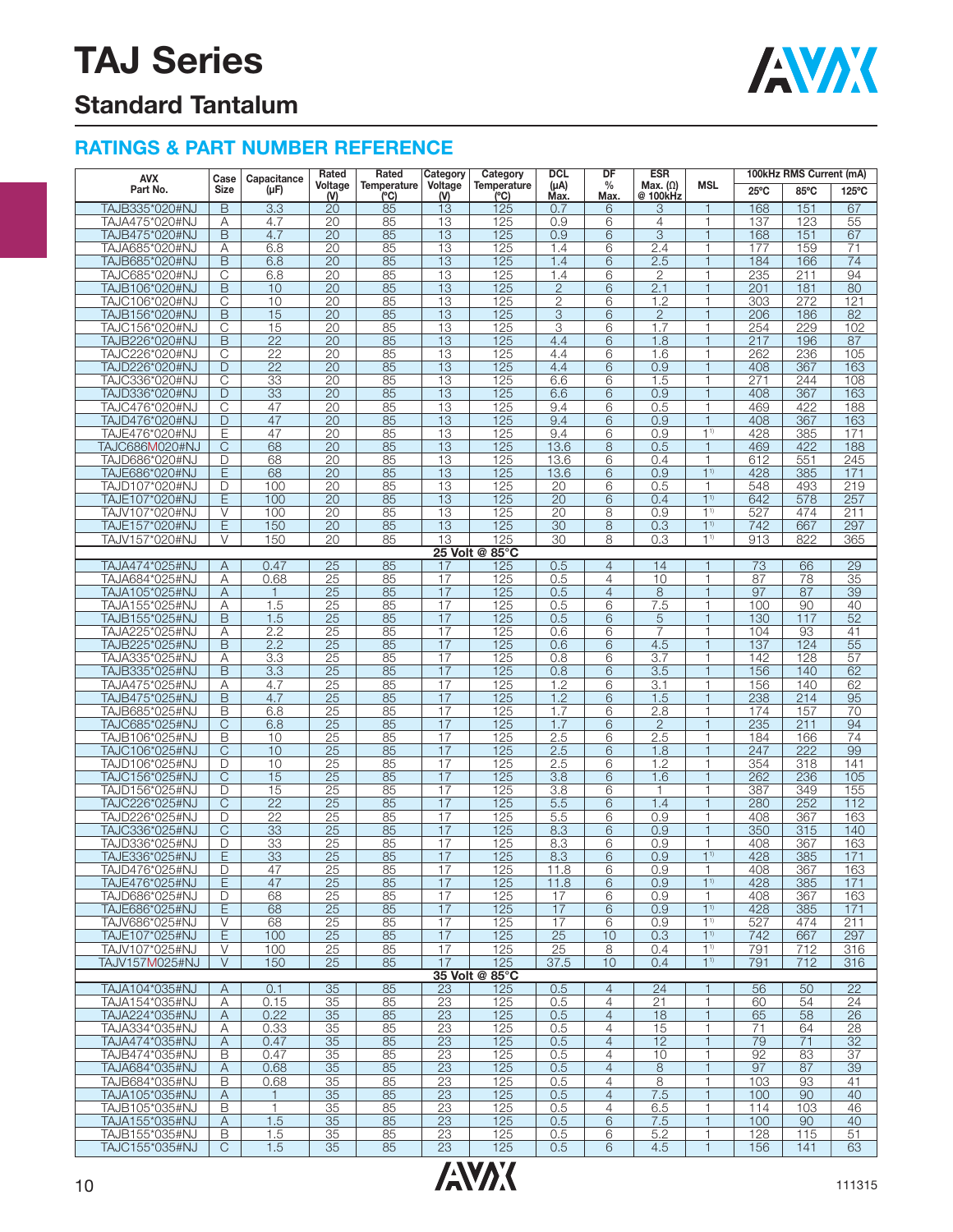# TAJ Series

## Standard Tantalum

### RATINGS & PART NUMBER REFERENCE

| AVX Part No. | Case Size | Capacitance (µF) | Rated Voltage (V) | Rated Temperature (°C) | Category Voltage (V) | Category Temperature (°C) | DCL (µA) Max. | DF % Max. | ESR Max. (Ω) @ 100kHz | MSL | 100kHz RMS Current (mA) 25°C | 85°C | 125°C |
|---|---|---|---|---|---|---|---|---|---|---|---|---|---|
| TAJB335*020#NJ | B | 3.3 | 20 | 85 | 13 | 125 | 0.7 | 6 | 3 | 1 | 168 | 151 | 67 |
| TAJA475*020#NJ | A | 4.7 | 20 | 85 | 13 | 125 | 0.9 | 6 | 4 | 1 | 137 | 123 | 55 |
| TAJB475*020#NJ | B | 4.7 | 20 | 85 | 13 | 125 | 0.9 | 6 | 3 | 1 | 168 | 151 | 67 |
| TAJA685*020#NJ | A | 6.8 | 20 | 85 | 13 | 125 | 1.4 | 6 | 2.4 | 1 | 177 | 159 | 71 |
| TAJB685*020#NJ | B | 6.8 | 20 | 85 | 13 | 125 | 1.4 | 6 | 2.5 | 1 | 184 | 166 | 74 |
| TAJC685*020#NJ | C | 6.8 | 20 | 85 | 13 | 125 | 1.4 | 6 | 2 | 1 | 235 | 211 | 94 |
| TAJB106*020#NJ | B | 10 | 20 | 85 | 13 | 125 | 2 | 6 | 2.1 | 1 | 201 | 181 | 80 |
| TAJC106*020#NJ | C | 10 | 20 | 85 | 13 | 125 | 2 | 6 | 1.2 | 1 | 303 | 272 | 121 |
| TAJB156*020#NJ | B | 15 | 20 | 85 | 13 | 125 | 3 | 6 | 2 | 1 | 206 | 186 | 82 |
| TAJC156*020#NJ | C | 15 | 20 | 85 | 13 | 125 | 3 | 6 | 1.7 | 1 | 254 | 229 | 102 |
| TAJB226*020#NJ | B | 22 | 20 | 85 | 13 | 125 | 4.4 | 6 | 1.8 | 1 | 217 | 196 | 87 |
| TAJC226*020#NJ | C | 22 | 20 | 85 | 13 | 125 | 4.4 | 6 | 1.6 | 1 | 262 | 236 | 105 |
| TAJD226*020#NJ | D | 22 | 20 | 85 | 13 | 125 | 4.4 | 6 | 0.9 | 1 | 408 | 367 | 163 |
| TAJC336*020#NJ | C | 33 | 20 | 85 | 13 | 125 | 6.6 | 6 | 1.5 | 1 | 271 | 244 | 108 |
| TAJD336*020#NJ | D | 33 | 20 | 85 | 13 | 125 | 6.6 | 6 | 0.9 | 1 | 408 | 367 | 163 |
| TAJC476*020#NJ | C | 47 | 20 | 85 | 13 | 125 | 9.4 | 6 | 0.5 | 1 | 469 | 422 | 188 |
| TAJD476*020#NJ | D | 47 | 20 | 85 | 13 | 125 | 9.4 | 6 | 0.9 | 1 | 408 | 367 | 163 |
| TAJE476*020#NJ | E | 47 | 20 | 85 | 13 | 125 | 9.4 | 6 | 0.9 | 1[1] | 428 | 385 | 171 |
| TAJC686M020#NJ | C | 68 | 20 | 85 | 13 | 125 | 13.6 | 8 | 0.5 | 1 | 469 | 422 | 188 |
| TAJD686*020#NJ | D | 68 | 20 | 85 | 13 | 125 | 13.6 | 6 | 0.4 | 1 | 612 | 551 | 245 |
| TAJE686*020#NJ | E | 68 | 20 | 85 | 13 | 125 | 13.6 | 6 | 0.9 | 1[1] | 428 | 385 | 171 |
| TAJD107*020#NJ | D | 100 | 20 | 85 | 13 | 125 | 20 | 6 | 0.5 | 1 | 548 | 493 | 219 |
| TAJE107*020#NJ | E | 100 | 20 | 85 | 13 | 125 | 20 | 6 | 0.4 | 1[1] | 642 | 578 | 257 |
| TAJV107*020#NJ | V | 100 | 20 | 85 | 13 | 125 | 20 | 8 | 0.9 | 1[1] | 527 | 474 | 211 |
| TAJE157*020#NJ | E | 150 | 20 | 85 | 13 | 125 | 30 | 8 | 0.3 | 1[1] | 742 | 667 | 297 |
| TAJV157*020#NJ | V | 150 | 20 | 85 | 13 | 125 | 30 | 8 | 0.3 | 1[1] | 913 | 822 | 365 |
| **25 Volt @ 85°C** | | | | | | | | | | | | | |
| TAJA474*025#NJ | A | 0.47 | 25 | 85 | 17 | 125 | 0.5 | 4 | 14 | 1 | 73 | 66 | 29 |
| TAJA684*025#NJ | A | 0.68 | 25 | 85 | 17 | 125 | 0.5 | 4 | 10 | 1 | 87 | 78 | 35 |
| TAJA105*025#NJ | A | 1 | 25 | 85 | 17 | 125 | 0.5 | 4 | 8 | 1 | 97 | 87 | 39 |
| TAJA155*025#NJ | A | 1.5 | 25 | 85 | 17 | 125 | 0.5 | 6 | 7.5 | 1 | 100 | 90 | 40 |
| TAJB155*025#NJ | B | 1.5 | 25 | 85 | 17 | 125 | 0.5 | 6 | 5 | 1 | 130 | 117 | 52 |
| TAJA225*025#NJ | A | 2.2 | 25 | 85 | 17 | 125 | 0.6 | 6 | 7 | 1 | 104 | 93 | 41 |
| TAJB225*025#NJ | B | 2.2 | 25 | 85 | 17 | 125 | 0.6 | 6 | 4.5 | 1 | 137 | 124 | 55 |
| TAJA335*025#NJ | A | 3.3 | 25 | 85 | 17 | 125 | 0.8 | 6 | 3.7 | 1 | 142 | 128 | 57 |
| TAJB335*025#NJ | B | 3.3 | 25 | 85 | 17 | 125 | 0.8 | 6 | 3.5 | 1 | 156 | 140 | 62 |
| TAJA475*025#NJ | A | 4.7 | 25 | 85 | 17 | 125 | 1.2 | 6 | 3.1 | 1 | 156 | 140 | 62 |
| TAJB475*025#NJ | B | 4.7 | 25 | 85 | 17 | 125 | 1.2 | 6 | 1.5 | 1 | 238 | 214 | 95 |
| TAJB685*025#NJ | B | 6.8 | 25 | 85 | 17 | 125 | 1.7 | 6 | 2.8 | 1 | 174 | 157 | 70 |
| TAJC685*025#NJ | C | 6.8 | 25 | 85 | 17 | 125 | 1.7 | 6 | 2 | 1 | 235 | 211 | 94 |
| TAJB106*025#NJ | B | 10 | 25 | 85 | 17 | 125 | 2.5 | 6 | 2.5 | 1 | 184 | 166 | 74 |
| TAJC106*025#NJ | C | 10 | 25 | 85 | 17 | 125 | 2.5 | 6 | 1.8 | 1 | 247 | 222 | 99 |
| TAJD106*025#NJ | D | 10 | 25 | 85 | 17 | 125 | 2.5 | 6 | 1.2 | 1 | 354 | 318 | 141 |
| TAJC156*025#NJ | C | 15 | 25 | 85 | 17 | 125 | 3.8 | 6 | 1.6 | 1 | 262 | 236 | 105 |
| TAJD156*025#NJ | D | 15 | 25 | 85 | 17 | 125 | 3.8 | 6 | 1 | 1 | 387 | 349 | 155 |
| TAJC226*025#NJ | C | 22 | 25 | 85 | 17 | 125 | 5.5 | 6 | 1.4 | 1 | 280 | 252 | 112 |
| TAJD226*025#NJ | D | 22 | 25 | 85 | 17 | 125 | 5.5 | 6 | 0.9 | 1 | 408 | 367 | 163 |
| TAJC336*025#NJ | C | 33 | 25 | 85 | 17 | 125 | 8.3 | 6 | 0.9 | 1 | 350 | 315 | 140 |
| TAJD336*025#NJ | D | 33 | 25 | 85 | 17 | 125 | 8.3 | 6 | 0.9 | 1 | 408 | 367 | 163 |
| TAJE336*025#NJ | E | 33 | 25 | 85 | 17 | 125 | 8.3 | 6 | 0.9 | 1[1] | 428 | 385 | 171 |
| TAJD476*025#NJ | D | 47 | 25 | 85 | 17 | 125 | 11.8 | 6 | 0.9 | 1 | 408 | 367 | 163 |
| TAJE476*025#NJ | E | 47 | 25 | 85 | 17 | 125 | 11.8 | 6 | 0.9 | 1[1] | 428 | 385 | 171 |
| TAJD686*025#NJ | D | 68 | 25 | 85 | 17 | 125 | 17 | 6 | 0.9 | 1 | 408 | 367 | 163 |
| TAJE686*025#NJ | E | 68 | 25 | 85 | 17 | 125 | 17 | 6 | 0.9 | 1[1] | 428 | 385 | 171 |
| TAJV686*025#NJ | V | 68 | 25 | 85 | 17 | 125 | 17 | 6 | 0.9 | 1[1] | 527 | 474 | 211 |
| TAJE107*025#NJ | E | 100 | 25 | 85 | 17 | 125 | 25 | 10 | 0.3 | 1[1] | 742 | 667 | 297 |
| TAJV107*025#NJ | V | 100 | 25 | 85 | 17 | 125 | 25 | 8 | 0.4 | 1[1] | 791 | 712 | 316 |
| TAJV157M025#NJ | V | 150 | 25 | 85 | 17 | 125 | 37.5 | 10 | 0.4 | 1[1] | 791 | 712 | 316 |
| **35 Volt @ 85°C** | | | | | | | | | | | | | |
| TAJA104*035#NJ | A | 0.1 | 35 | 85 | 23 | 125 | 0.5 | 4 | 24 | 1 | 56 | 50 | 22 |
| TAJA154*035#NJ | A | 0.15 | 35 | 85 | 23 | 125 | 0.5 | 4 | 21 | 1 | 60 | 54 | 24 |
| TAJA224*035#NJ | A | 0.22 | 35 | 85 | 23 | 125 | 0.5 | 4 | 18 | 1 | 65 | 58 | 26 |
| TAJA334*035#NJ | A | 0.33 | 35 | 85 | 23 | 125 | 0.5 | 4 | 15 | 1 | 71 | 64 | 28 |
| TAJA474*035#NJ | A | 0.47 | 35 | 85 | 23 | 125 | 0.5 | 4 | 12 | 1 | 79 | 71 | 32 |
| TAJB474*035#NJ | B | 0.47 | 35 | 85 | 23 | 125 | 0.5 | 4 | 10 | 1 | 92 | 83 | 37 |
| TAJA684*035#NJ | A | 0.68 | 35 | 85 | 23 | 125 | 0.5 | 4 | 8 | 1 | 97 | 87 | 39 |
| TAJB684*035#NJ | B | 0.68 | 35 | 85 | 23 | 125 | 0.5 | 4 | 8 | 1 | 103 | 93 | 41 |
| TAJA105*035#NJ | A | 1 | 35 | 85 | 23 | 125 | 0.5 | 4 | 7.5 | 1 | 100 | 90 | 40 |
| TAJB105*035#NJ | B | 1 | 35 | 85 | 23 | 125 | 0.5 | 4 | 6.5 | 1 | 114 | 103 | 46 |
| TAJA155*035#NJ | A | 1.5 | 35 | 85 | 23 | 125 | 0.5 | 6 | 7.5 | 1 | 100 | 90 | 40 |
| TAJB155*035#NJ | B | 1.5 | 35 | 85 | 23 | 125 | 0.5 | 6 | 5.2 | 1 | 128 | 115 | 51 |
| TAJC155*035#NJ | C | 1.5 | 35 | 85 | 23 | 125 | 0.5 | 6 | 4.5 | 1 | 156 | 141 | 63 |

111315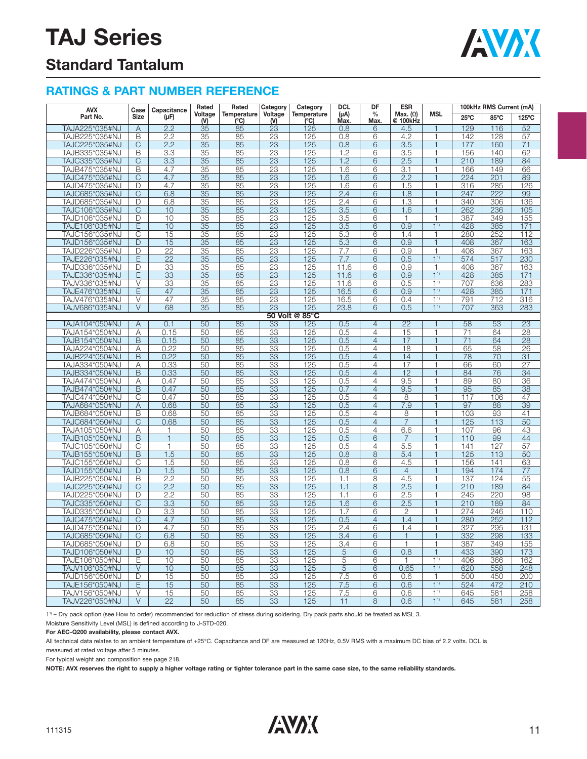# TAJ Series

## Standard Tantalum

### RATINGS & PART NUMBER REFERENCE

| AVX Part No. | Case Size | Capacitance (μF) | Rated Voltage (V) | Rated Temperature (°C) | Category Voltage (V) | Category Temperature (°C) | DCL (μA) Max. | DF % Max. | ESR Max. (Ω) @ 100kHz | MSL | 100kHz RMS Current (mA) | | |
|---|---|---|---|---|---|---|---|---|---|---|---|---|---|
| | | | | | | | | | | | 25°C | 85°C | 125°C |
| TAJA225*035#NJ | A | 2.2 | 35 | 85 | 23 | 125 | 0.8 | 6 | 4.5 | 1 | 129 | 116 | 52 |
| TAJB225*035#NJ | B | 2.2 | 35 | 85 | 23 | 125 | 0.8 | 6 | 4.2 | 1 | 142 | 128 | 57 |
| TAJC225*035#NJ | C | 2.2 | 35 | 85 | 23 | 125 | 0.8 | 6 | 3.5 | 1 | 177 | 160 | 71 |
| TAJB335*035#NJ | B | 3.3 | 35 | 85 | 23 | 125 | 1.2 | 6 | 3.5 | 1 | 156 | 140 | 62 |
| TAJC335*035#NJ | C | 3.3 | 35 | 85 | 23 | 125 | 1.2 | 6 | 2.5 | 1 | 210 | 189 | 84 |
| TAJB475*035#NJ | B | 4.7 | 35 | 85 | 23 | 125 | 1.6 | 6 | 3.1 | 1 | 166 | 149 | 66 |
| TAJC475*035#NJ | C | 4.7 | 35 | 85 | 23 | 125 | 1.6 | 6 | 2.2 | 1 | 224 | 201 | 89 |
| TAJD475*035#NJ | D | 4.7 | 35 | 85 | 23 | 125 | 1.6 | 6 | 1.5 | 1 | 316 | 285 | 126 |
| TAJC685*035#NJ | C | 6.8 | 35 | 85 | 23 | 125 | 2.4 | 6 | 1.8 | 1 | 247 | 222 | 99 |
| TAJD685*035#NJ | D | 6.8 | 35 | 85 | 23 | 125 | 2.4 | 6 | 1.3 | 1 | 340 | 306 | 136 |
| TAJC106*035#NJ | C | 10 | 35 | 85 | 23 | 125 | 3.5 | 6 | 1.6 | 1 | 262 | 236 | 105 |
| TAJD106*035#NJ | D | 10 | 35 | 85 | 23 | 125 | 3.5 | 6 | 1 | 1 | 387 | 349 | 155 |
| TAJE106*035#NJ | E | 10 | 35 | 85 | 23 | 125 | 3.5 | 6 | 0.9 | 1[1)] | 428 | 385 | 171 |
| TAJC156*035#NJ | C | 15 | 35 | 85 | 23 | 125 | 5.3 | 6 | 1.4 | 1 | 280 | 252 | 112 |
| TAJD156*035#NJ | D | 15 | 35 | 85 | 23 | 125 | 5.3 | 6 | 0.9 | 1 | 408 | 367 | 163 |
| TAJD226*035#NJ | D | 22 | 35 | 85 | 23 | 125 | 7.7 | 6 | 0.9 | 1 | 408 | 367 | 163 |
| TAJE226*035#NJ | E | 22 | 35 | 85 | 23 | 125 | 7.7 | 6 | 0.5 | 1[1)] | 574 | 517 | 230 |
| TAJD336*035#NJ | D | 33 | 35 | 85 | 23 | 125 | 11.6 | 6 | 0.9 | 1 | 408 | 367 | 163 |
| TAJE336*035#NJ | E | 33 | 35 | 85 | 23 | 125 | 11.6 | 6 | 0.9 | 1[1)] | 428 | 385 | 171 |
| TAJV336*035#NJ | V | 33 | 35 | 85 | 23 | 125 | 11.6 | 6 | 0.5 | 1[1)] | 707 | 636 | 283 |
| TAJE476*035#NJ | E | 47 | 35 | 85 | 23 | 125 | 16.5 | 6 | 0.9 | 1[1)] | 428 | 385 | 171 |
| TAJV476*035#NJ | V | 47 | 35 | 85 | 23 | 125 | 16.5 | 6 | 0.4 | 1[1)] | 791 | 712 | 316 |
| TAJV686*035#NJ | V | 68 | 35 | 85 | 23 | 125 | 23.8 | 6 | 0.5 | 1[1)] | 707 | 363 | 283 |
| **50 Volt @ 85°C** | | | | | | | | | | | | | |
| TAJA104*050#NJ | A | 0.1 | 50 | 85 | 33 | 125 | 0.5 | 4 | 22 | 1 | 58 | 53 | 23 |
| TAJA154*050#NJ | A | 0.15 | 50 | 85 | 33 | 125 | 0.5 | 4 | 15 | 1 | 71 | 64 | 28 |
| TAJB154*050#NJ | B | 0.15 | 50 | 85 | 33 | 125 | 0.5 | 4 | 17 | 1 | 71 | 64 | 28 |
| TAJA224*050#NJ | A | 0.22 | 50 | 85 | 33 | 125 | 0.5 | 4 | 18 | 1 | 65 | 58 | 26 |
| TAJB224*050#NJ | B | 0.22 | 50 | 85 | 33 | 125 | 0.5 | 4 | 14 | 1 | 78 | 70 | 31 |
| TAJA334*050#NJ | A | 0.33 | 50 | 85 | 33 | 125 | 0.5 | 4 | 17 | 1 | 66 | 60 | 27 |
| TAJB334*050#NJ | B | 0.33 | 50 | 85 | 33 | 125 | 0.5 | 4 | 12 | 1 | 84 | 76 | 34 |
| TAJA474*050#NJ | A | 0.47 | 50 | 85 | 33 | 125 | 0.5 | 4 | 9.5 | 1 | 89 | 80 | 36 |
| TAJB474*050#NJ | B | 0.47 | 50 | 85 | 33 | 125 | 0.7 | 4 | 9.5 | 1 | 95 | 85 | 38 |
| TAJC474*050#NJ | C | 0.47 | 50 | 85 | 33 | 125 | 0.5 | 4 | 8 | 1 | 117 | 106 | 47 |
| TAJA684*050#NJ | A | 0.68 | 50 | 85 | 33 | 125 | 0.5 | 4 | 7.9 | 1 | 97 | 88 | 39 |
| TAJB684*050#NJ | B | 0.68 | 50 | 85 | 33 | 125 | 0.5 | 4 | 8 | 1 | 103 | 93 | 41 |
| TAJC684*050#NJ | C | 0.68 | 50 | 85 | 33 | 125 | 0.5 | 4 | 7 | 1 | 125 | 113 | 50 |
| TAJA105*050#NJ | A | 1 | 50 | 85 | 33 | 125 | 0.5 | 4 | 6.6 | 1 | 107 | 96 | 43 |
| TAJB105*050#NJ | B | 1 | 50 | 85 | 33 | 125 | 0.5 | 6 | 7 | 1 | 110 | 99 | 44 |
| TAJC105*050#NJ | C | 1 | 50 | 85 | 33 | 125 | 0.5 | 4 | 5.5 | 1 | 141 | 127 | 57 |
| TAJB155*050#NJ | B | 1.5 | 50 | 85 | 33 | 125 | 0.8 | 8 | 5.4 | 1 | 125 | 113 | 50 |
| TAJC155*050#NJ | C | 1.5 | 50 | 85 | 33 | 125 | 0.8 | 6 | 4.5 | 1 | 156 | 141 | 63 |
| TAJD155*050#NJ | D | 1.5 | 50 | 85 | 33 | 125 | 0.8 | 6 | 4 | 1 | 194 | 174 | 77 |
| TAJB225*050#NJ | B | 2.2 | 50 | 85 | 33 | 125 | 1.1 | 8 | 4.5 | 1 | 137 | 124 | 55 |
| TAJC225*050#NJ | C | 2.2 | 50 | 85 | 33 | 125 | 1.1 | 8 | 2.5 | 1 | 210 | 189 | 84 |
| TAJD225*050#NJ | D | 2.2 | 50 | 85 | 33 | 125 | 1.1 | 6 | 2.5 | 1 | 245 | 220 | 98 |
| TAJC335*050#NJ | C | 3.3 | 50 | 85 | 33 | 125 | 1.6 | 6 | 2.5 | 1 | 210 | 189 | 84 |
| TAJD335*050#NJ | D | 3.3 | 50 | 85 | 33 | 125 | 1.7 | 6 | 2 | 1 | 274 | 246 | 110 |
| TAJC475*050#NJ | C | 4.7 | 50 | 85 | 33 | 125 | 0.5 | 4 | 1.4 | 1 | 280 | 252 | 112 |
| TAJD475*050#NJ | D | 4.7 | 50 | 85 | 33 | 125 | 2.4 | 6 | 1.4 | 1 | 327 | 295 | 131 |
| TAJC685*050#NJ | C | 6.8 | 50 | 85 | 33 | 125 | 3.4 | 6 | 1 | 1 | 332 | 298 | 133 |
| TAJD685*050#NJ | D | 6.8 | 50 | 85 | 33 | 125 | 3.4 | 6 | 1 | 1 | 387 | 349 | 155 |
| TAJD106*050#NJ | D | 10 | 50 | 85 | 33 | 125 | 5 | 6 | 0.8 | 1 | 433 | 390 | 173 |
| TAJE106*050#NJ | E | 10 | 50 | 85 | 33 | 125 | 5 | 6 | 1 | 1[1)] | 406 | 366 | 162 |
| TAJV106*050#NJ | V | 10 | 50 | 85 | 33 | 125 | 5 | 6 | 0.65 | 1[1)] | 620 | 558 | 248 |
| TAJD156*050#NJ | D | 15 | 50 | 85 | 33 | 125 | 7.5 | 6 | 0.6 | 1 | 500 | 450 | 200 |
| TAJE156*050#NJ | E | 15 | 50 | 85 | 33 | 125 | 7.5 | 6 | 0.6 | 1[1)] | 524 | 472 | 210 |
| TAJV156*050#NJ | V | 15 | 50 | 85 | 33 | 125 | 7.5 | 6 | 0.6 | 1[1)] | 645 | 581 | 258 |
| TAJV226*050#NJ | V | 22 | 50 | 85 | 33 | 125 | 11 | 8 | 0.6 | 1[1)] | 645 | 581 | 258 |

1[1)] – Dry pack option (see How to order) recommended for reduction of stress during soldering. Dry pack parts should be treated as MSL 3.

Moisture Sensitivity Level (MSL) is defined according to J-STD-020.

**For AEC-Q200 availability, please contact AVX.**

All technical data relates to an ambient temperature of +25°C. Capacitance and DF are measured at 120Hz, 0.5V RMS with a maximum DC bias of 2.2 volts. DCL is measured at rated voltage after 5 minutes.

For typical weight and composition see page 218.

**NOTE: AVX reserves the right to supply a higher voltage rating or tighter tolerance part in the same case size, to the same reliability standards.**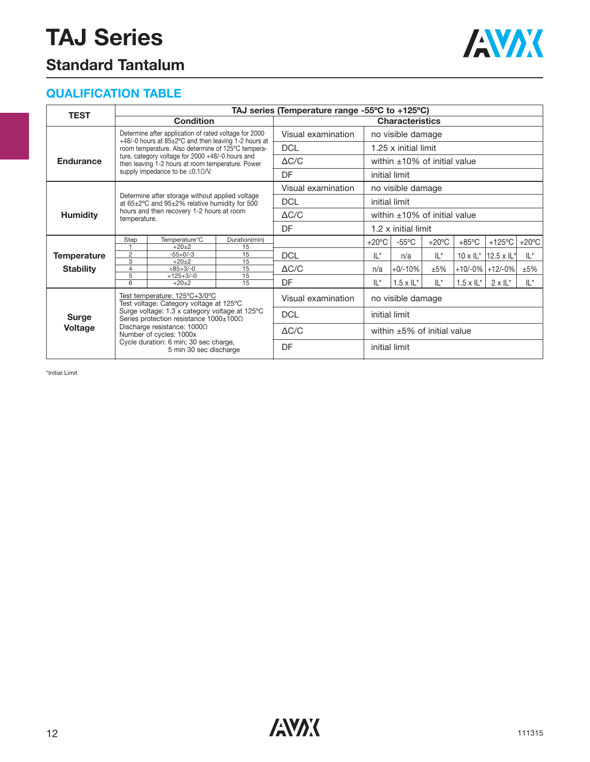# TAJ Series

## Standard Tantalum

### QUALIFICATION TABLE

| TEST | TAJ series (Temperature range -55ºC to +125ºC) | | |
|---|---|---|---|
| | **Condition** | **Characteristics** | |
| **Endurance** | Determine after application of rated voltage for 2000 +48/-0 hours at 85±2ºC and then leaving 1-2 hours at room temperature. Also determine of 125ºC temperature, category voltage for 2000 +48/-0 hours and then leaving 1-2 hours at room temperature. Power supply impedance to be ≤0.1Ω/V. | Visual examination | no visible damage |
| | | DCL | 1.25 x initial limit |
| | | ΔC/C | within ±10% of initial value |
| | | DF | initial limit |
| **Humidity** | Determine after storage without applied voltage at 65±2ºC and 95±2% relative humidity for 500 hours and then recovery 1-2 hours at room temperature. | Visual examination | no visible damage |
| | | DCL | initial limit |
| | | ΔC/C | within ±10% of initial value |
| | | DF | 1.2 x initial limit |
| **Surge Voltage** | Test temperature: 125ºC+3/0ºC<br>Test voltage: Category voltage at 125ºC<br>Surge voltage: 1.3 x category voltage at 125ºC<br>Series protection resistance 1000±100Ω<br>Discharge resistance: 1000Ω<br>Number of cycles: 1000x<br>Cycle duration: 6 min; 30 sec charge, 5 min 30 sec discharge | Visual examination | no visible damage |
| | | DCL | initial limit |
| | | ΔC/C | within ±5% of initial value |
| | | DF | initial limit |

**Temperature Stability**

Condition:

| Step | Temperature°C | Duration(min) |
|---|---|---|
| 1 | +20±2 | 15 |
| 2 | -55+0/-3 | 15 |
| 3 | +20±2 | 15 |
| 4 | +85+3/-0 | 15 |
| 5 | +125+3/-0 | 15 |
| 6 | +20±2 | 15 |

Characteristics:

| | +20ºC | -55ºC | +20ºC | +85ºC | +125ºC | +20ºC |
|---|---|---|---|---|---|---|
| DCL | IL* | n/a | IL* | 10 x IL* | 12.5 x IL* | IL* |
| ΔC/C | n/a | +0/-10% | ±5% | +10/-0% | +12/-0% | ±5% |
| DF | IL* | 1.5 x IL* | IL* | 1.5 x IL* | 2 x IL* | IL* |

*Initial Limit